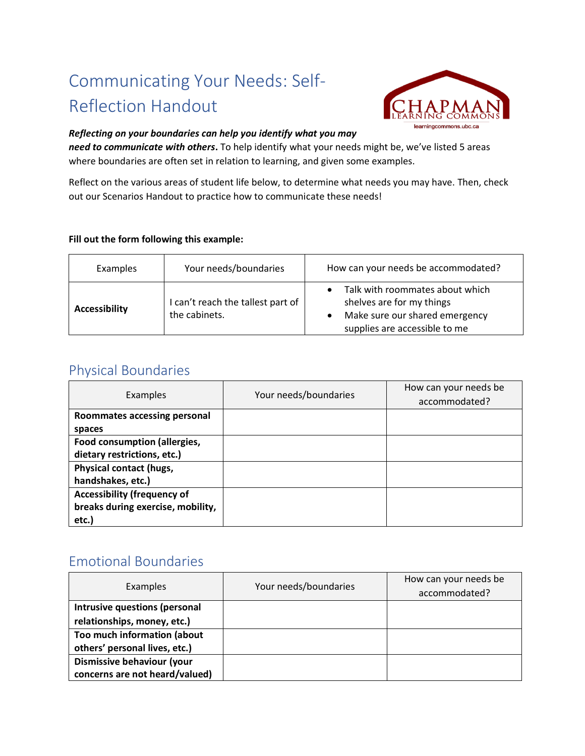# Communicating Your Needs: Self-Reflection Handout

CHAPMAN LEARNING COMMONS
learningcommons.ubc.ca

***Reflecting on your boundaries can help you identify what you may need to communicate with others*.** To help identify what your needs might be, we've listed 5 areas where boundaries are often set in relation to learning, and given some examples.

Reflect on the various areas of student life below, to determine what needs you may have. Then, check out our Scenarios Handout to practice how to communicate these needs!

**Fill out the form following this example:**

| Examples | Your needs/boundaries | How can your needs be accommodated? |
|---|---|---|
| **Accessibility** | I can't reach the tallest part of the cabinets. | • Talk with roommates about which shelves are for my things<br>• Make sure our shared emergency supplies are accessible to me |

## Physical Boundaries

| Examples | Your needs/boundaries | How can your needs be accommodated? |
|---|---|---|
| **Roommates accessing personal spaces** | | |
| **Food consumption (allergies, dietary restrictions, etc.)** | | |
| **Physical contact (hugs, handshakes, etc.)** | | |
| **Accessibility (frequency of breaks during exercise, mobility, etc.)** | | |

## Emotional Boundaries

| Examples | Your needs/boundaries | How can your needs be accommodated? |
|---|---|---|
| **Intrusive questions (personal relationships, money, etc.)** | | |
| **Too much information (about others' personal lives, etc.)** | | |
| **Dismissive behaviour (your concerns are not heard/valued)** | | |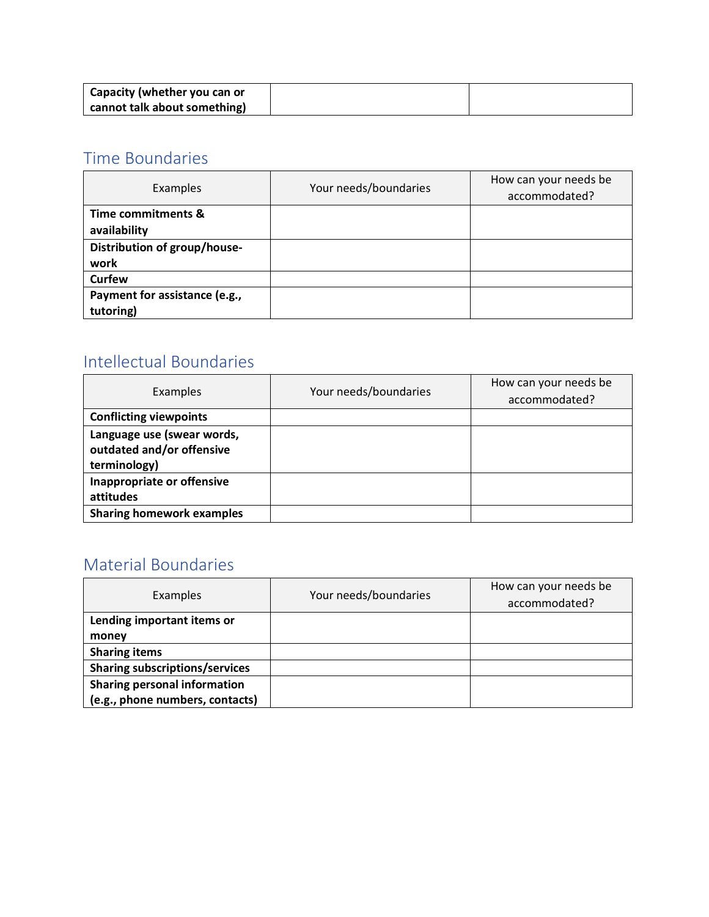| | | |
|---|---|---|
| **Capacity (whether you can or cannot talk about something)** | | |

## Time Boundaries

| Examples | Your needs/boundaries | How can your needs be accommodated? |
|---|---|---|
| **Time commitments & availability** | | |
| **Distribution of group/house-work** | | |
| **Curfew** | | |
| **Payment for assistance (e.g., tutoring)** | | |

## Intellectual Boundaries

| Examples | Your needs/boundaries | How can your needs be accommodated? |
|---|---|---|
| **Conflicting viewpoints** | | |
| **Language use (swear words, outdated and/or offensive terminology)** | | |
| **Inappropriate or offensive attitudes** | | |
| **Sharing homework examples** | | |

## Material Boundaries

| Examples | Your needs/boundaries | How can your needs be accommodated? |
|---|---|---|
| **Lending important items or money** | | |
| **Sharing items** | | |
| **Sharing subscriptions/services** | | |
| **Sharing personal information (e.g., phone numbers, contacts)** | | |